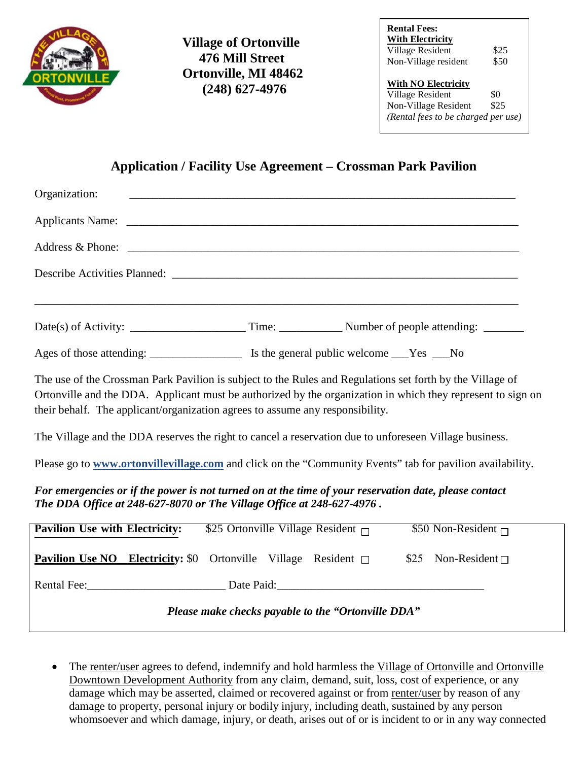**Village of Ortonville**
**476 Mill Street**
**Ortonville, MI 48462**
**(248) 627-4976**

| **Rental Fees:** | |
|---|---|
| **With Electricity** | |
| Village Resident | $25 |
| Non-Village resident | $50 |
| **With NO Electricity** | |
| Village Resident | $0 |
| Non-Village Resident | $25 |
| *(Rental fees to be charged per use)* | |

## Application / Facility Use Agreement – Crossman Park Pavilion

Organization: ______________________________________________________________

Applicants Name: ___________________________________________________________

Address & Phone: ___________________________________________________________

Describe Activities Planned: ________________________________________________

_______________________________________________________________________

Date(s) of Activity: ___________________ Time: __________ Number of people attending: _______

Ages of those attending: _______________ Is the general public welcome ___Yes ___No

The use of the Crossman Park Pavilion is subject to the Rules and Regulations set forth by the Village of Ortonville and the DDA. Applicant must be authorized by the organization in which they represent to sign on their behalf. The applicant/organization agrees to assume any responsibility.

The Village and the DDA reserves the right to cancel a reservation due to unforeseen Village business.

Please go to **www.ortonvillevillage.com** and click on the "Community Events" tab for pavilion availability.

***For emergencies or if the power is not turned on at the time of your reservation date, please contact The DDA Office at 248-627-8070 or The Village Office at 248-627-4976 .***

**Pavilion Use with Electricity:** $25 Ortonville Village Resident ☐ $50 Non-Resident ☐

**Pavilion Use NO Electricity:** $0 Ortonville Village Resident ☐ $25 Non-Resident ☐

Rental Fee:______________________ Date Paid:_________________________________

***Please make checks payable to the "Ortonville DDA"***

- The renter/user agrees to defend, indemnify and hold harmless the Village of Ortonville and Ortonville Downtown Development Authority from any claim, demand, suit, loss, cost of experience, or any damage which may be asserted, claimed or recovered against or from renter/user by reason of any damage to property, personal injury or bodily injury, including death, sustained by any person whomsoever and which damage, injury, or death, arises out of or is incident to or in any way connected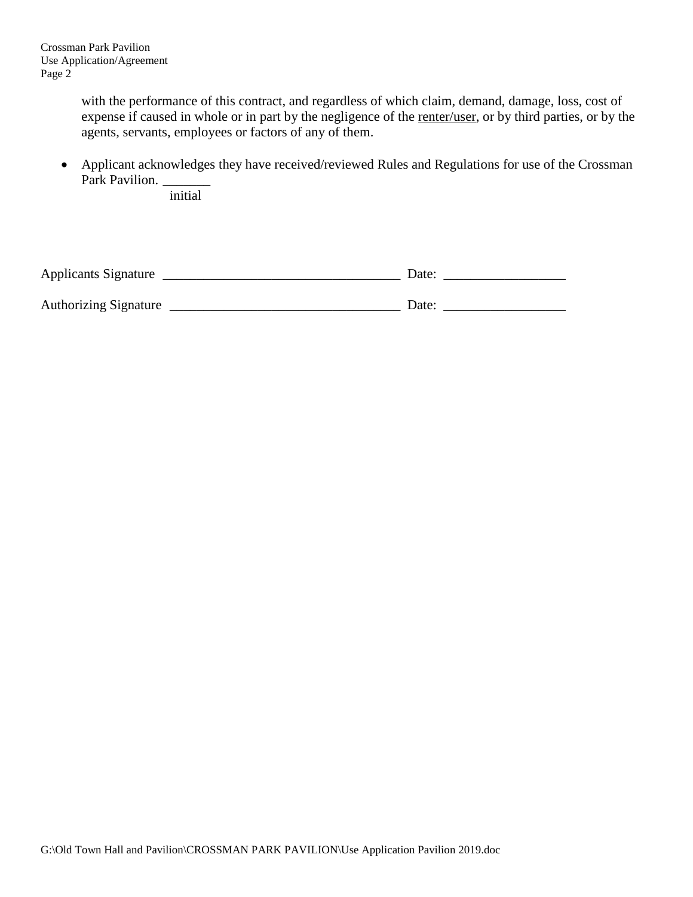with the performance of this contract, and regardless of which claim, demand, damage, loss, cost of expense if caused in whole or in part by the negligence of the renter/user, or by third parties, or by the agents, servants, employees or factors of any of them.

- Applicant acknowledges they have received/reviewed Rules and Regulations for use of the Crossman Park Pavilion. _______
  initial

Applicants Signature ___________________________________ Date: __________________

Authorizing Signature __________________________________ Date: __________________